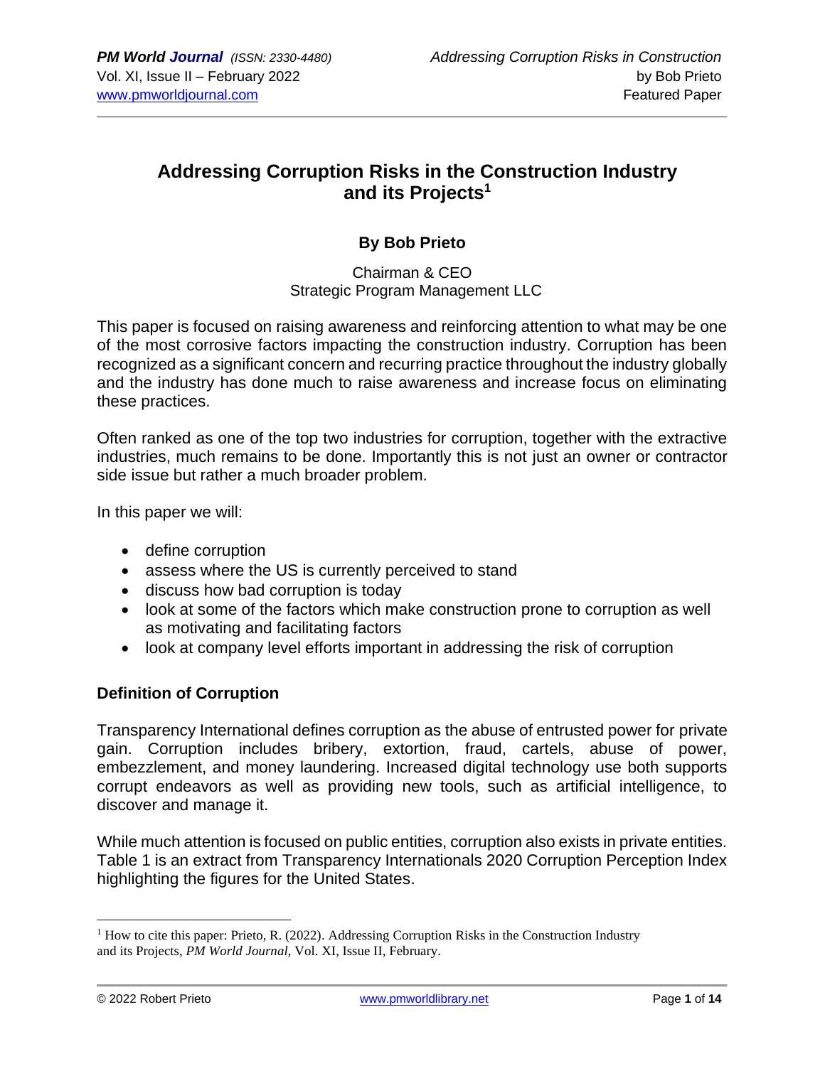# Addressing Corruption Risks in the Construction Industry and its Projects[1]

**By Bob Prieto**

Chairman & CEO
Strategic Program Management LLC

This paper is focused on raising awareness and reinforcing attention to what may be one of the most corrosive factors impacting the construction industry. Corruption has been recognized as a significant concern and recurring practice throughout the industry globally and the industry has done much to raise awareness and increase focus on eliminating these practices.

Often ranked as one of the top two industries for corruption, together with the extractive industries, much remains to be done. Importantly this is not just an owner or contractor side issue but rather a much broader problem.

In this paper we will:

- define corruption
- assess where the US is currently perceived to stand
- discuss how bad corruption is today
- look at some of the factors which make construction prone to corruption as well as motivating and facilitating factors
- look at company level efforts important in addressing the risk of corruption

## Definition of Corruption

Transparency International defines corruption as the abuse of entrusted power for private gain. Corruption includes bribery, extortion, fraud, cartels, abuse of power, embezzlement, and money laundering. Increased digital technology use both supports corrupt endeavors as well as providing new tools, such as artificial intelligence, to discover and manage it.

While much attention is focused on public entities, corruption also exists in private entities. Table 1 is an extract from Transparency Internationals 2020 Corruption Perception Index highlighting the figures for the United States.

[1] How to cite this paper: Prieto, R. (2022). Addressing Corruption Risks in the Construction Industry and its Projects, *PM World Journal*, Vol. XI, Issue II, February.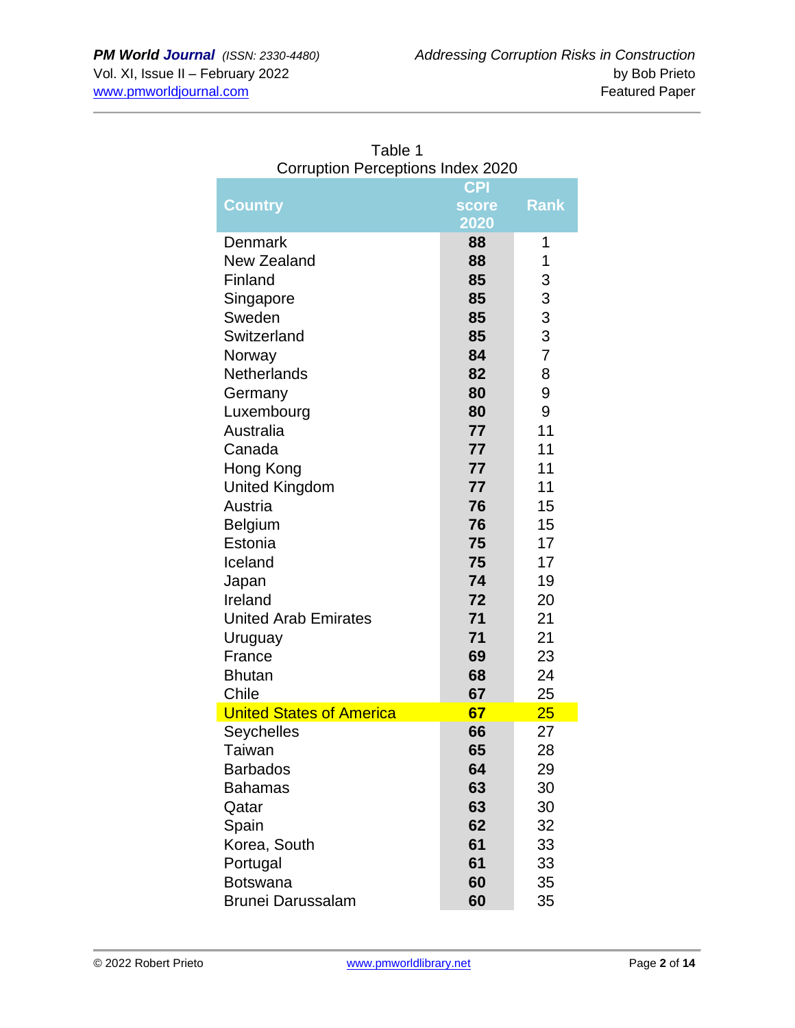Table 1
Corruption Perceptions Index 2020

| Country | CPI score 2020 | Rank |
|---|---|---|
| Denmark | **88** | 1 |
| New Zealand | **88** | 1 |
| Finland | **85** | 3 |
| Singapore | **85** | 3 |
| Sweden | **85** | 3 |
| Switzerland | **85** | 3 |
| Norway | **84** | 7 |
| Netherlands | **82** | 8 |
| Germany | **80** | 9 |
| Luxembourg | **80** | 9 |
| Australia | **77** | 11 |
| Canada | **77** | 11 |
| Hong Kong | **77** | 11 |
| United Kingdom | **77** | 11 |
| Austria | **76** | 15 |
| Belgium | **76** | 15 |
| Estonia | **75** | 17 |
| Iceland | **75** | 17 |
| Japan | **74** | 19 |
| Ireland | **72** | 20 |
| United Arab Emirates | **71** | 21 |
| Uruguay | **71** | 21 |
| France | **69** | 23 |
| Bhutan | **68** | 24 |
| Chile | **67** | 25 |
| United States of America | **67** | 25 |
| Seychelles | **66** | 27 |
| Taiwan | **65** | 28 |
| Barbados | **64** | 29 |
| Bahamas | **63** | 30 |
| Qatar | **63** | 30 |
| Spain | **62** | 32 |
| Korea, South | **61** | 33 |
| Portugal | **61** | 33 |
| Botswana | **60** | 35 |
| Brunei Darussalam | **60** | 35 |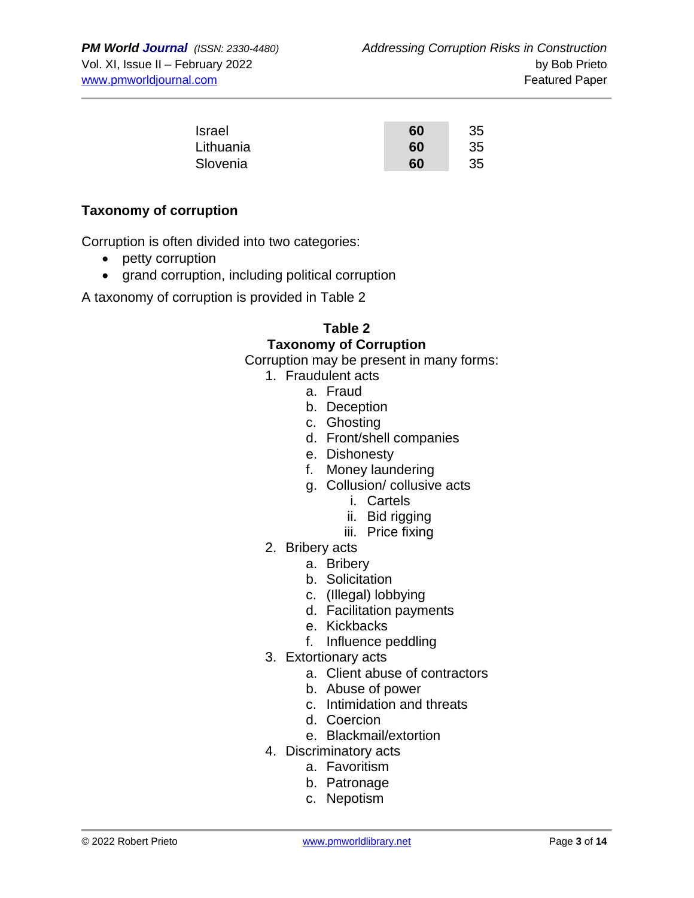| | | |
|---|---|---|
| Israel | **60** | 35 |
| Lithuania | **60** | 35 |
| Slovenia | **60** | 35 |

**Taxonomy of corruption**

Corruption is often divided into two categories:

- petty corruption
- grand corruption, including political corruption

A taxonomy of corruption is provided in Table 2

**Table 2**
**Taxonomy of Corruption**

Corruption may be present in many forms:

1. Fraudulent acts
    a. Fraud
    b. Deception
    c. Ghosting
    d. Front/shell companies
    e. Dishonesty
    f. Money laundering
    g. Collusion/ collusive acts
        i. Cartels
        ii. Bid rigging
        iii. Price fixing
2. Bribery acts
    a. Bribery
    b. Solicitation
    c. (Illegal) lobbying
    d. Facilitation payments
    e. Kickbacks
    f. Influence peddling
3. Extortionary acts
    a. Client abuse of contractors
    b. Abuse of power
    c. Intimidation and threats
    d. Coercion
    e. Blackmail/extortion
4. Discriminatory acts
    a. Favoritism
    b. Patronage
    c. Nepotism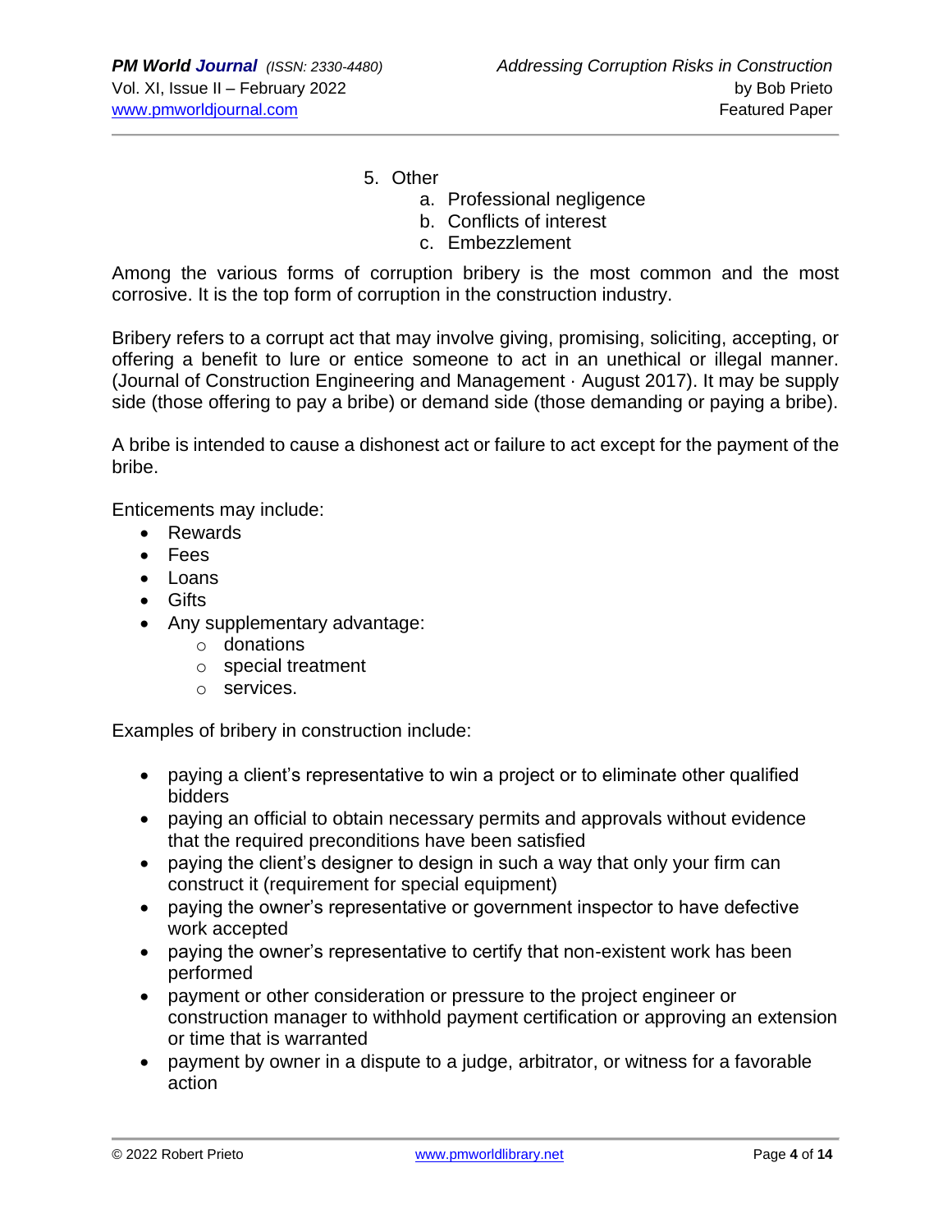5. Other
    a. Professional negligence
    b. Conflicts of interest
    c. Embezzlement

Among the various forms of corruption bribery is the most common and the most corrosive. It is the top form of corruption in the construction industry.

Bribery refers to a corrupt act that may involve giving, promising, soliciting, accepting, or offering a benefit to lure or entice someone to act in an unethical or illegal manner. (Journal of Construction Engineering and Management · August 2017). It may be supply side (those offering to pay a bribe) or demand side (those demanding or paying a bribe).

A bribe is intended to cause a dishonest act or failure to act except for the payment of the bribe.

Enticements may include:

- Rewards
- Fees
- Loans
- Gifts
- Any supplementary advantage:
    - donations
    - special treatment
    - services.

Examples of bribery in construction include:

- paying a client's representative to win a project or to eliminate other qualified bidders
- paying an official to obtain necessary permits and approvals without evidence that the required preconditions have been satisfied
- paying the client's designer to design in such a way that only your firm can construct it (requirement for special equipment)
- paying the owner's representative or government inspector to have defective work accepted
- paying the owner's representative to certify that non-existent work has been performed
- payment or other consideration or pressure to the project engineer or construction manager to withhold payment certification or approving an extension or time that is warranted
- payment by owner in a dispute to a judge, arbitrator, or witness for a favorable action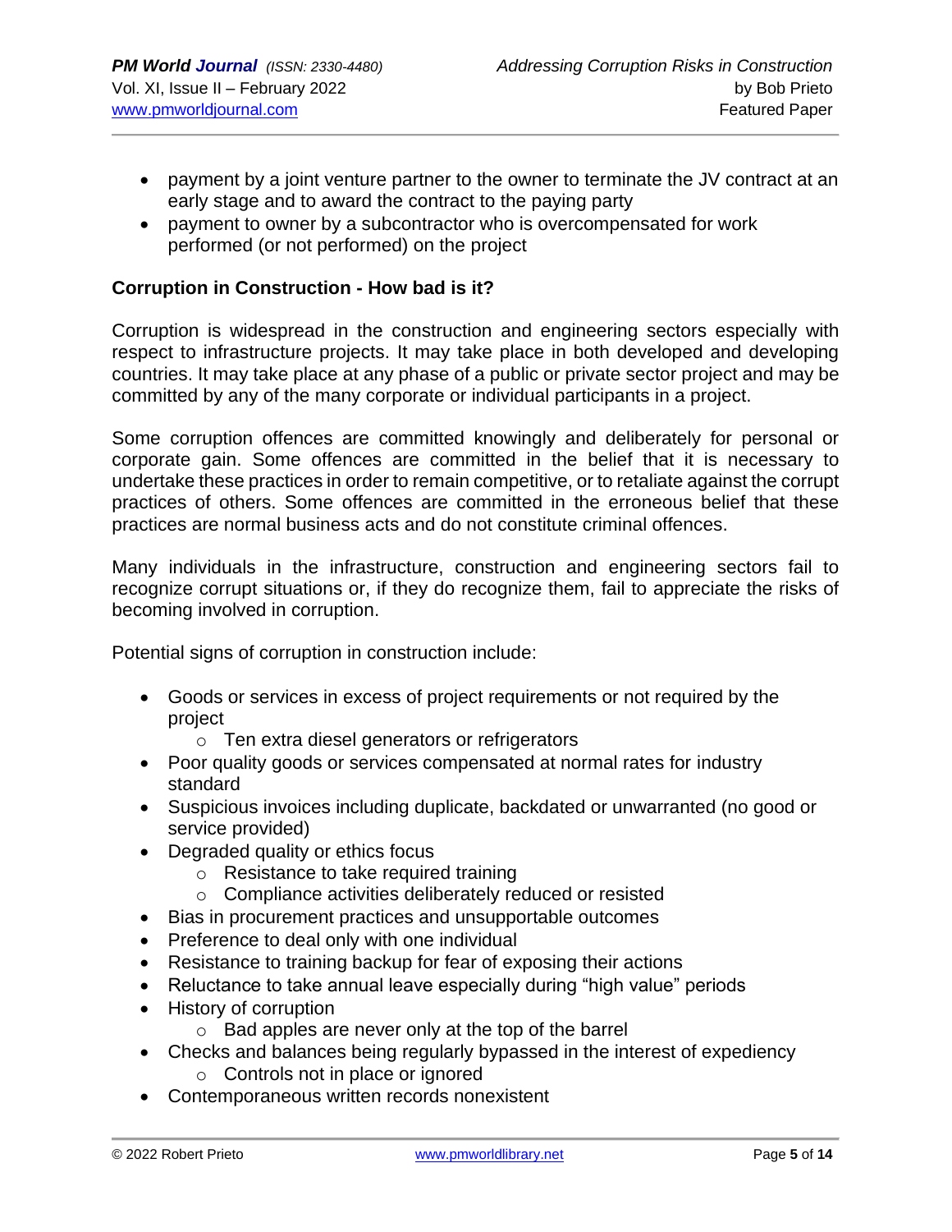- payment by a joint venture partner to the owner to terminate the JV contract at an early stage and to award the contract to the paying party
- payment to owner by a subcontractor who is overcompensated for work performed (or not performed) on the project

**Corruption in Construction - How bad is it?**

Corruption is widespread in the construction and engineering sectors especially with respect to infrastructure projects. It may take place in both developed and developing countries. It may take place at any phase of a public or private sector project and may be committed by any of the many corporate or individual participants in a project.

Some corruption offences are committed knowingly and deliberately for personal or corporate gain. Some offences are committed in the belief that it is necessary to undertake these practices in order to remain competitive, or to retaliate against the corrupt practices of others. Some offences are committed in the erroneous belief that these practices are normal business acts and do not constitute criminal offences.

Many individuals in the infrastructure, construction and engineering sectors fail to recognize corrupt situations or, if they do recognize them, fail to appreciate the risks of becoming involved in corruption.

Potential signs of corruption in construction include:

- Goods or services in excess of project requirements or not required by the project
  - Ten extra diesel generators or refrigerators
- Poor quality goods or services compensated at normal rates for industry standard
- Suspicious invoices including duplicate, backdated or unwarranted (no good or service provided)
- Degraded quality or ethics focus
  - Resistance to take required training
  - Compliance activities deliberately reduced or resisted
- Bias in procurement practices and unsupportable outcomes
- Preference to deal only with one individual
- Resistance to training backup for fear of exposing their actions
- Reluctance to take annual leave especially during "high value" periods
- History of corruption
  - Bad apples are never only at the top of the barrel
- Checks and balances being regularly bypassed in the interest of expediency
  - Controls not in place or ignored
- Contemporaneous written records nonexistent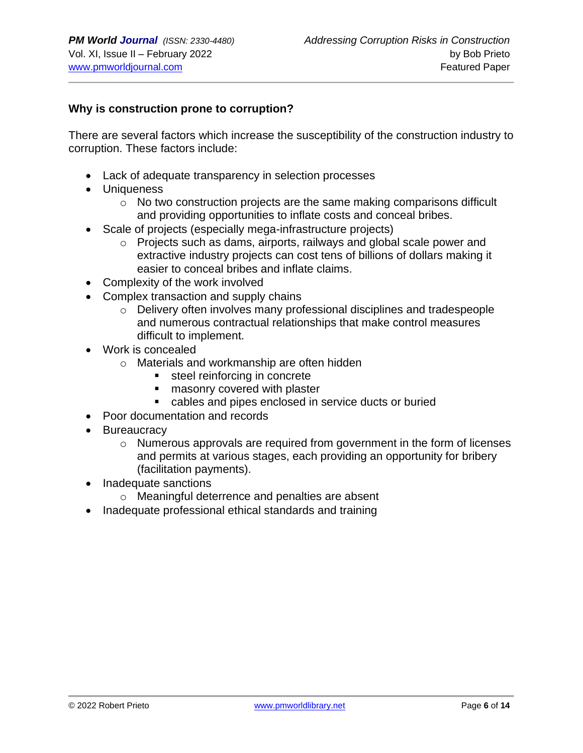**Why is construction prone to corruption?**

There are several factors which increase the susceptibility of the construction industry to corruption. These factors include:

- Lack of adequate transparency in selection processes
- Uniqueness
    - No two construction projects are the same making comparisons difficult and providing opportunities to inflate costs and conceal bribes.
- Scale of projects (especially mega-infrastructure projects)
    - Projects such as dams, airports, railways and global scale power and extractive industry projects can cost tens of billions of dollars making it easier to conceal bribes and inflate claims.
- Complexity of the work involved
- Complex transaction and supply chains
    - Delivery often involves many professional disciplines and tradespeople and numerous contractual relationships that make control measures difficult to implement.
- Work is concealed
    - Materials and workmanship are often hidden
        - steel reinforcing in concrete
        - masonry covered with plaster
        - cables and pipes enclosed in service ducts or buried
- Poor documentation and records
- Bureaucracy
    - Numerous approvals are required from government in the form of licenses and permits at various stages, each providing an opportunity for bribery (facilitation payments).
- Inadequate sanctions
    - Meaningful deterrence and penalties are absent
- Inadequate professional ethical standards and training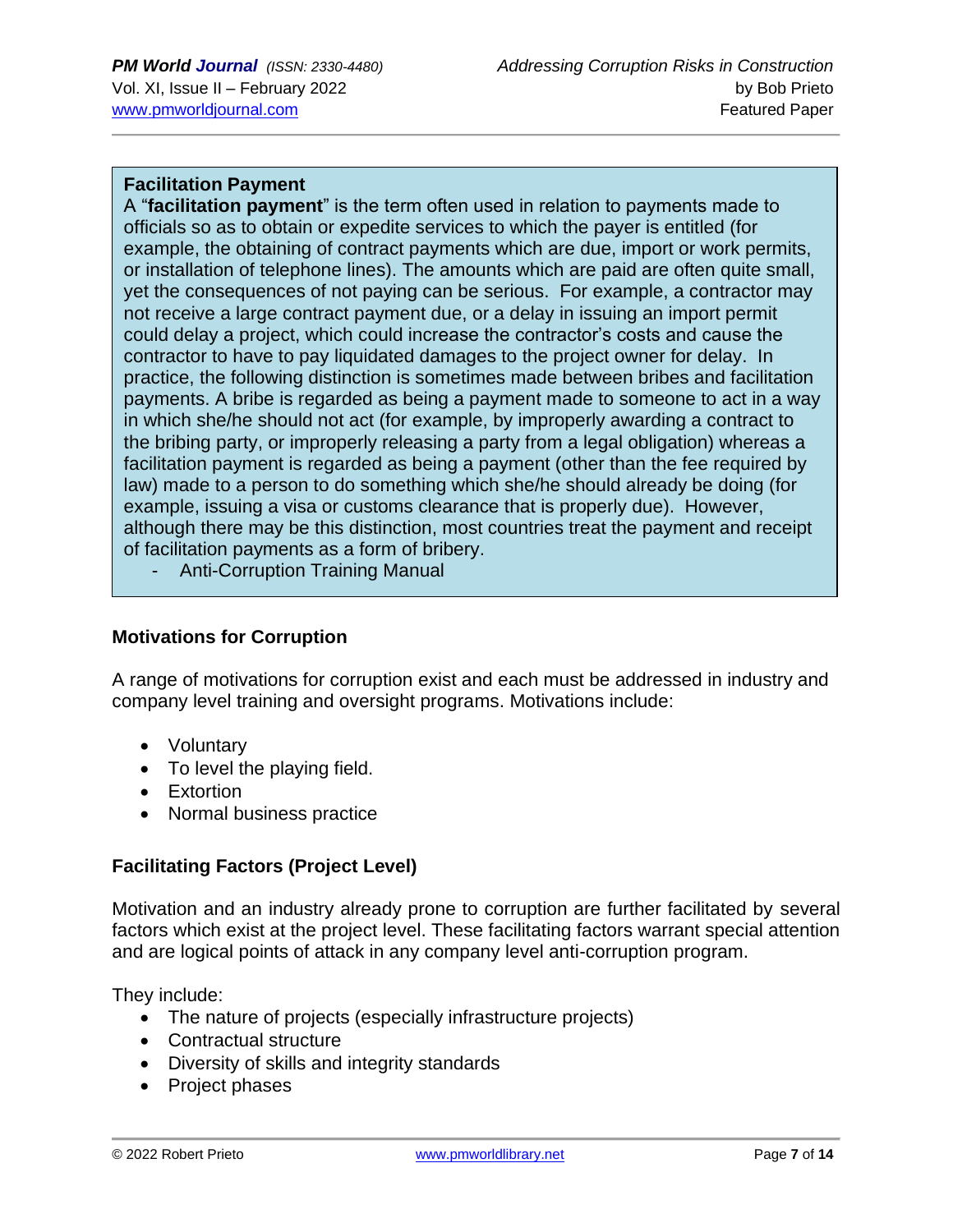**Facilitation Payment**

A "**facilitation payment**" is the term often used in relation to payments made to officials so as to obtain or expedite services to which the payer is entitled (for example, the obtaining of contract payments which are due, import or work permits, or installation of telephone lines). The amounts which are paid are often quite small, yet the consequences of not paying can be serious. For example, a contractor may not receive a large contract payment due, or a delay in issuing an import permit could delay a project, which could increase the contractor's costs and cause the contractor to have to pay liquidated damages to the project owner for delay. In practice, the following distinction is sometimes made between bribes and facilitation payments. A bribe is regarded as being a payment made to someone to act in a way in which she/he should not act (for example, by improperly awarding a contract to the bribing party, or improperly releasing a party from a legal obligation) whereas a facilitation payment is regarded as being a payment (other than the fee required by law) made to a person to do something which she/he should already be doing (for example, issuing a visa or customs clearance that is properly due). However, although there may be this distinction, most countries treat the payment and receipt of facilitation payments as a form of bribery.

- Anti-Corruption Training Manual

### Motivations for Corruption

A range of motivations for corruption exist and each must be addressed in industry and company level training and oversight programs. Motivations include:

- Voluntary
- To level the playing field.
- Extortion
- Normal business practice

### Facilitating Factors (Project Level)

Motivation and an industry already prone to corruption are further facilitated by several factors which exist at the project level. These facilitating factors warrant special attention and are logical points of attack in any company level anti-corruption program.

They include:

- The nature of projects (especially infrastructure projects)
- Contractual structure
- Diversity of skills and integrity standards
- Project phases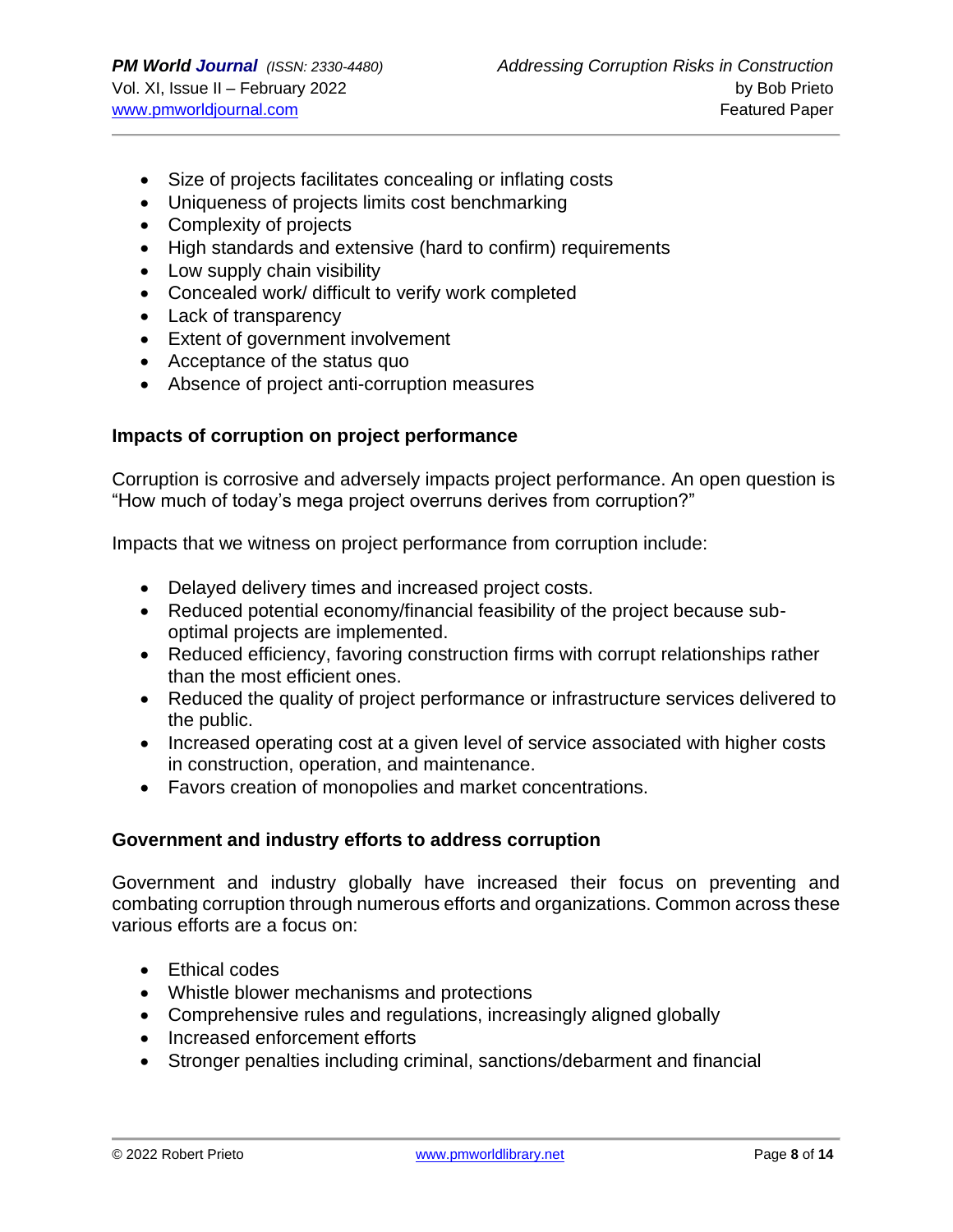- Size of projects facilitates concealing or inflating costs
- Uniqueness of projects limits cost benchmarking
- Complexity of projects
- High standards and extensive (hard to confirm) requirements
- Low supply chain visibility
- Concealed work/ difficult to verify work completed
- Lack of transparency
- Extent of government involvement
- Acceptance of the status quo
- Absence of project anti-corruption measures

**Impacts of corruption on project performance**

Corruption is corrosive and adversely impacts project performance. An open question is "How much of today's mega project overruns derives from corruption?"

Impacts that we witness on project performance from corruption include:

- Delayed delivery times and increased project costs.
- Reduced potential economy/financial feasibility of the project because sub-optimal projects are implemented.
- Reduced efficiency, favoring construction firms with corrupt relationships rather than the most efficient ones.
- Reduced the quality of project performance or infrastructure services delivered to the public.
- Increased operating cost at a given level of service associated with higher costs in construction, operation, and maintenance.
- Favors creation of monopolies and market concentrations.

**Government and industry efforts to address corruption**

Government and industry globally have increased their focus on preventing and combating corruption through numerous efforts and organizations. Common across these various efforts are a focus on:

- Ethical codes
- Whistle blower mechanisms and protections
- Comprehensive rules and regulations, increasingly aligned globally
- Increased enforcement efforts
- Stronger penalties including criminal, sanctions/debarment and financial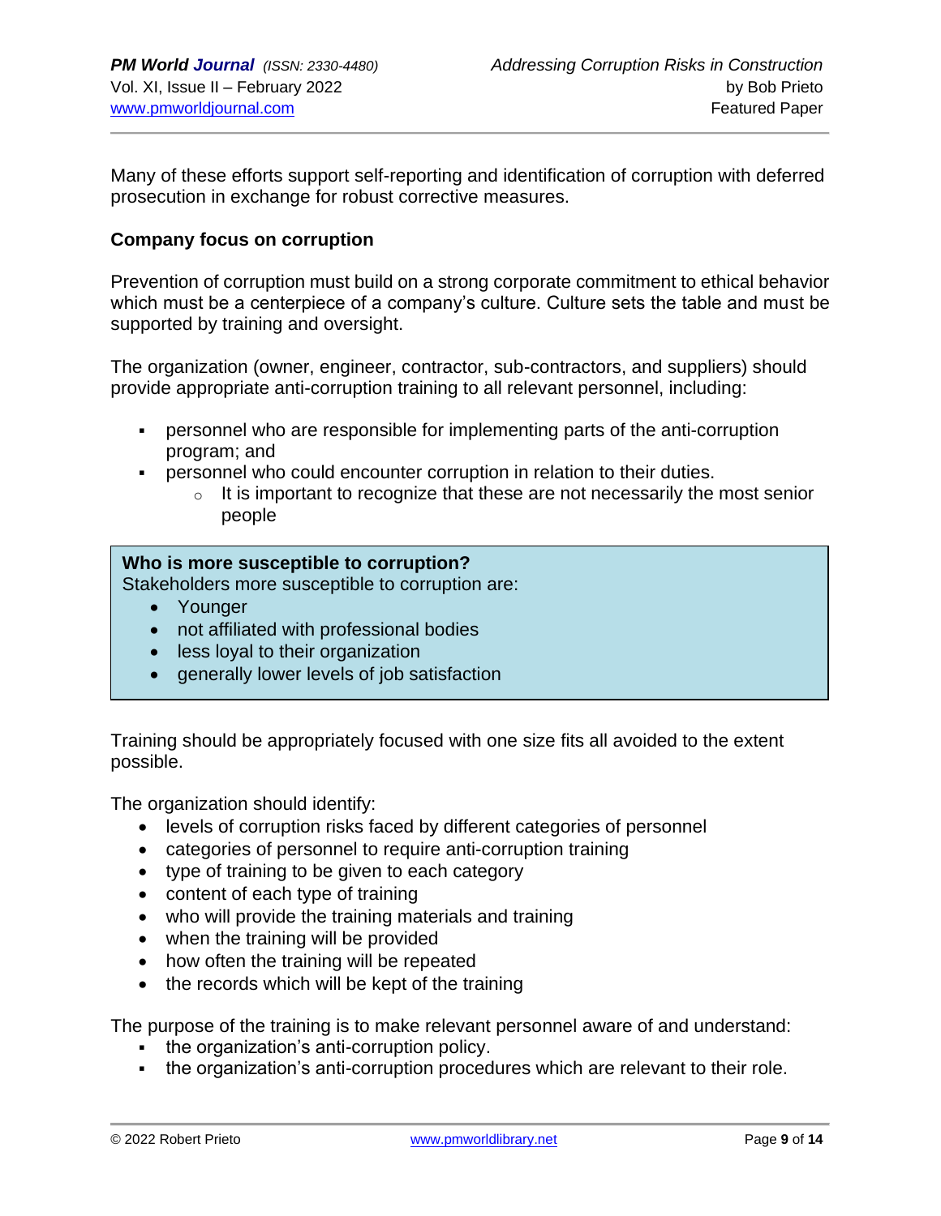Many of these efforts support self-reporting and identification of corruption with deferred prosecution in exchange for robust corrective measures.

**Company focus on corruption**

Prevention of corruption must build on a strong corporate commitment to ethical behavior which must be a centerpiece of a company's culture. Culture sets the table and must be supported by training and oversight.

The organization (owner, engineer, contractor, sub-contractors, and suppliers) should provide appropriate anti-corruption training to all relevant personnel, including:

- personnel who are responsible for implementing parts of the anti-corruption program; and
- personnel who could encounter corruption in relation to their duties.
  - It is important to recognize that these are not necessarily the most senior people

> **Who is more susceptible to corruption?**
> Stakeholders more susceptible to corruption are:
> - Younger
> - not affiliated with professional bodies
> - less loyal to their organization
> - generally lower levels of job satisfaction

Training should be appropriately focused with one size fits all avoided to the extent possible.

The organization should identify:

- levels of corruption risks faced by different categories of personnel
- categories of personnel to require anti-corruption training
- type of training to be given to each category
- content of each type of training
- who will provide the training materials and training
- when the training will be provided
- how often the training will be repeated
- the records which will be kept of the training

The purpose of the training is to make relevant personnel aware of and understand:

- the organization's anti-corruption policy.
- the organization's anti-corruption procedures which are relevant to their role.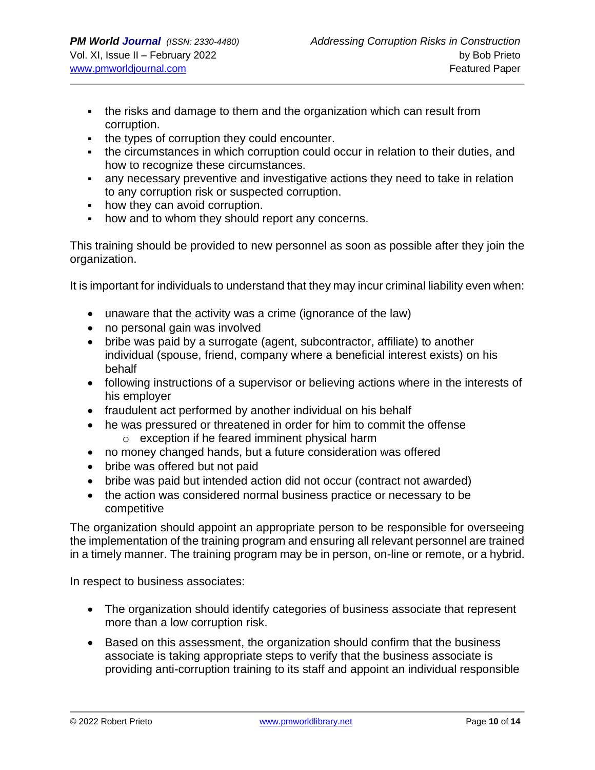- the risks and damage to them and the organization which can result from corruption.
- the types of corruption they could encounter.
- the circumstances in which corruption could occur in relation to their duties, and how to recognize these circumstances.
- any necessary preventive and investigative actions they need to take in relation to any corruption risk or suspected corruption.
- how they can avoid corruption.
- how and to whom they should report any concerns.

This training should be provided to new personnel as soon as possible after they join the organization.

It is important for individuals to understand that they may incur criminal liability even when:

- unaware that the activity was a crime (ignorance of the law)
- no personal gain was involved
- bribe was paid by a surrogate (agent, subcontractor, affiliate) to another individual (spouse, friend, company where a beneficial interest exists) on his behalf
- following instructions of a supervisor or believing actions where in the interests of his employer
- fraudulent act performed by another individual on his behalf
- he was pressured or threatened in order for him to commit the offense
  - exception if he feared imminent physical harm
- no money changed hands, but a future consideration was offered
- bribe was offered but not paid
- bribe was paid but intended action did not occur (contract not awarded)
- the action was considered normal business practice or necessary to be competitive

The organization should appoint an appropriate person to be responsible for overseeing the implementation of the training program and ensuring all relevant personnel are trained in a timely manner. The training program may be in person, on-line or remote, or a hybrid.

In respect to business associates:

- The organization should identify categories of business associate that represent more than a low corruption risk.

- Based on this assessment, the organization should confirm that the business associate is taking appropriate steps to verify that the business associate is providing anti-corruption training to its staff and appoint an individual responsible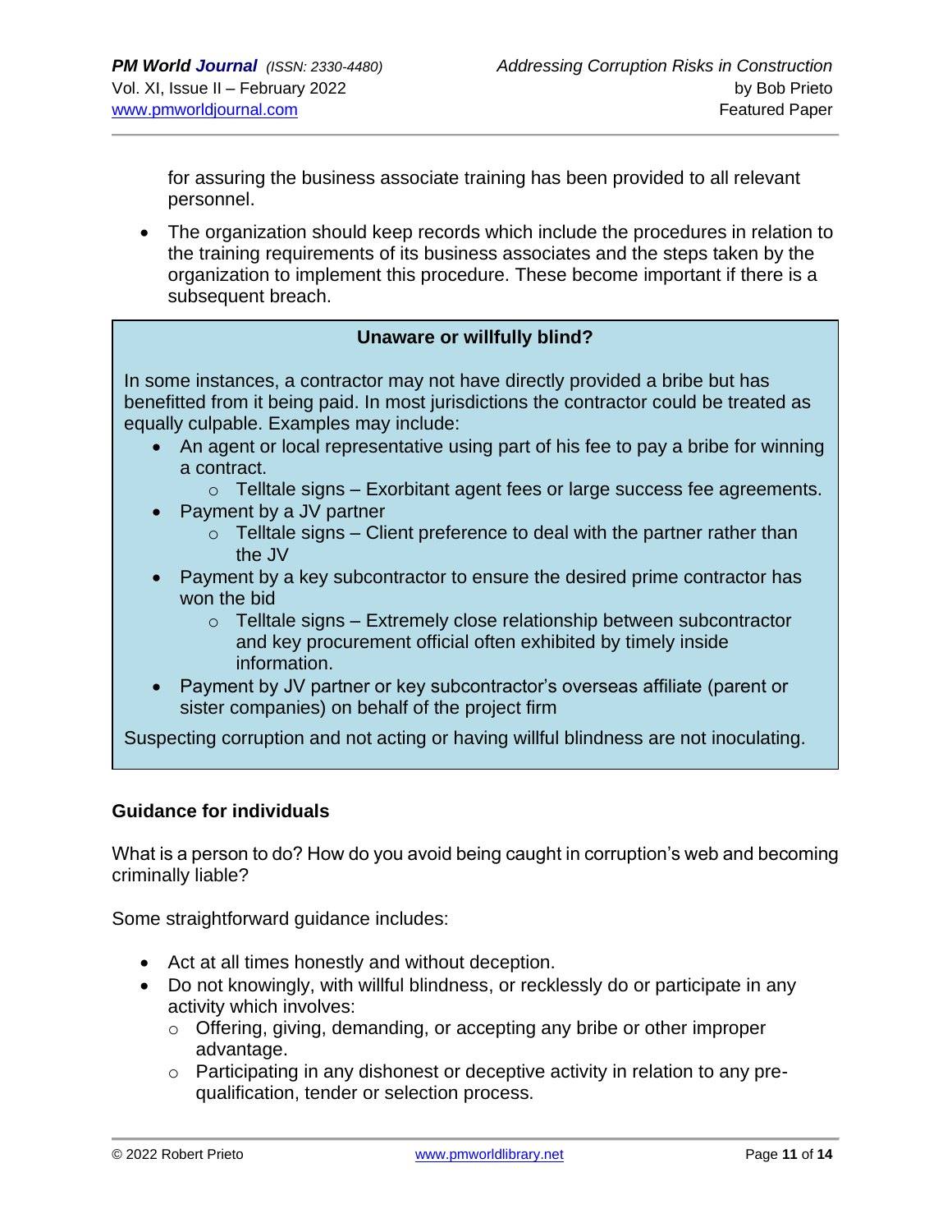for assuring the business associate training has been provided to all relevant personnel.

- The organization should keep records which include the procedures in relation to the training requirements of its business associates and the steps taken by the organization to implement this procedure. These become important if there is a subsequent breach.

> **Unaware or willfully blind?**
>
> In some instances, a contractor may not have directly provided a bribe but has benefitted from it being paid. In most jurisdictions the contractor could be treated as equally culpable. Examples may include:
>
> - An agent or local representative using part of his fee to pay a bribe for winning a contract.
>   - Telltale signs – Exorbitant agent fees or large success fee agreements.
> - Payment by a JV partner
>   - Telltale signs – Client preference to deal with the partner rather than the JV
> - Payment by a key subcontractor to ensure the desired prime contractor has won the bid
>   - Telltale signs – Extremely close relationship between subcontractor and key procurement official often exhibited by timely inside information.
> - Payment by JV partner or key subcontractor's overseas affiliate (parent or sister companies) on behalf of the project firm
>
> Suspecting corruption and not acting or having willful blindness are not inoculating.

## Guidance for individuals

What is a person to do? How do you avoid being caught in corruption's web and becoming criminally liable?

Some straightforward guidance includes:

- Act at all times honestly and without deception.
- Do not knowingly, with willful blindness, or recklessly do or participate in any activity which involves:
  - Offering, giving, demanding, or accepting any bribe or other improper advantage.
  - Participating in any dishonest or deceptive activity in relation to any pre-qualification, tender or selection process.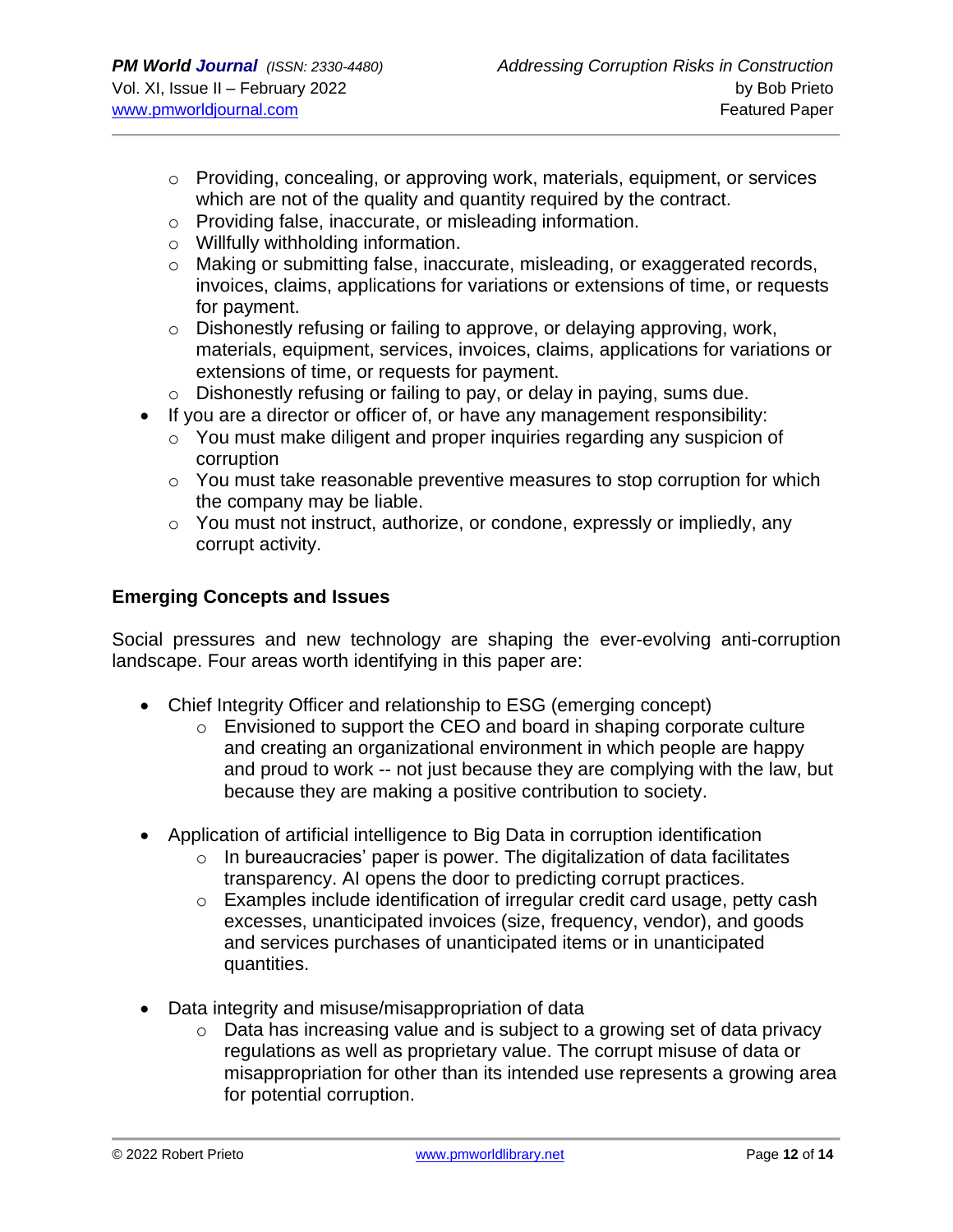- Providing, concealing, or approving work, materials, equipment, or services which are not of the quality and quantity required by the contract.
    - Providing false, inaccurate, or misleading information.
    - Willfully withholding information.
    - Making or submitting false, inaccurate, misleading, or exaggerated records, invoices, claims, applications for variations or extensions of time, or requests for payment.
    - Dishonestly refusing or failing to approve, or delaying approving, work, materials, equipment, services, invoices, claims, applications for variations or extensions of time, or requests for payment.
    - Dishonestly refusing or failing to pay, or delay in paying, sums due.
- If you are a director or officer of, or have any management responsibility:
    - You must make diligent and proper inquiries regarding any suspicion of corruption
    - You must take reasonable preventive measures to stop corruption for which the company may be liable.
    - You must not instruct, authorize, or condone, expressly or impliedly, any corrupt activity.

**Emerging Concepts and Issues**

Social pressures and new technology are shaping the ever-evolving anti-corruption landscape. Four areas worth identifying in this paper are:

- Chief Integrity Officer and relationship to ESG (emerging concept)
    - Envisioned to support the CEO and board in shaping corporate culture and creating an organizational environment in which people are happy and proud to work -- not just because they are complying with the law, but because they are making a positive contribution to society.

- Application of artificial intelligence to Big Data in corruption identification
    - In bureaucracies' paper is power. The digitalization of data facilitates transparency. AI opens the door to predicting corrupt practices.
    - Examples include identification of irregular credit card usage, petty cash excesses, unanticipated invoices (size, frequency, vendor), and goods and services purchases of unanticipated items or in unanticipated quantities.

- Data integrity and misuse/misappropriation of data
    - Data has increasing value and is subject to a growing set of data privacy regulations as well as proprietary value. The corrupt misuse of data or misappropriation for other than its intended use represents a growing area for potential corruption.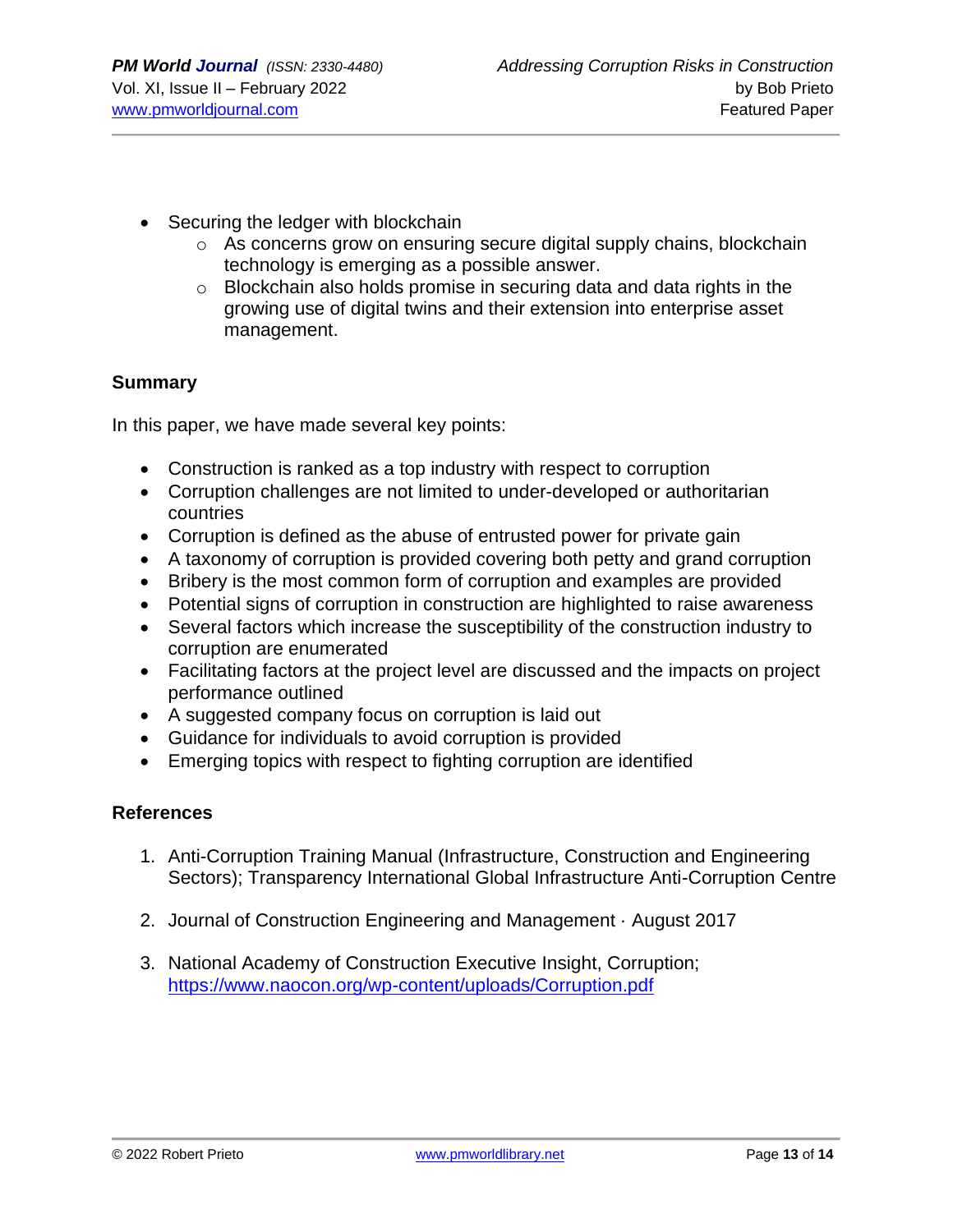- Securing the ledger with blockchain
  - As concerns grow on ensuring secure digital supply chains, blockchain technology is emerging as a possible answer.
  - Blockchain also holds promise in securing data and data rights in the growing use of digital twins and their extension into enterprise asset management.

## Summary

In this paper, we have made several key points:

- Construction is ranked as a top industry with respect to corruption
- Corruption challenges are not limited to under-developed or authoritarian countries
- Corruption is defined as the abuse of entrusted power for private gain
- A taxonomy of corruption is provided covering both petty and grand corruption
- Bribery is the most common form of corruption and examples are provided
- Potential signs of corruption in construction are highlighted to raise awareness
- Several factors which increase the susceptibility of the construction industry to corruption are enumerated
- Facilitating factors at the project level are discussed and the impacts on project performance outlined
- A suggested company focus on corruption is laid out
- Guidance for individuals to avoid corruption is provided
- Emerging topics with respect to fighting corruption are identified

## References

1. Anti-Corruption Training Manual (Infrastructure, Construction and Engineering Sectors); Transparency International Global Infrastructure Anti-Corruption Centre

2. Journal of Construction Engineering and Management · August 2017

3. National Academy of Construction Executive Insight, Corruption; https://www.naocon.org/wp-content/uploads/Corruption.pdf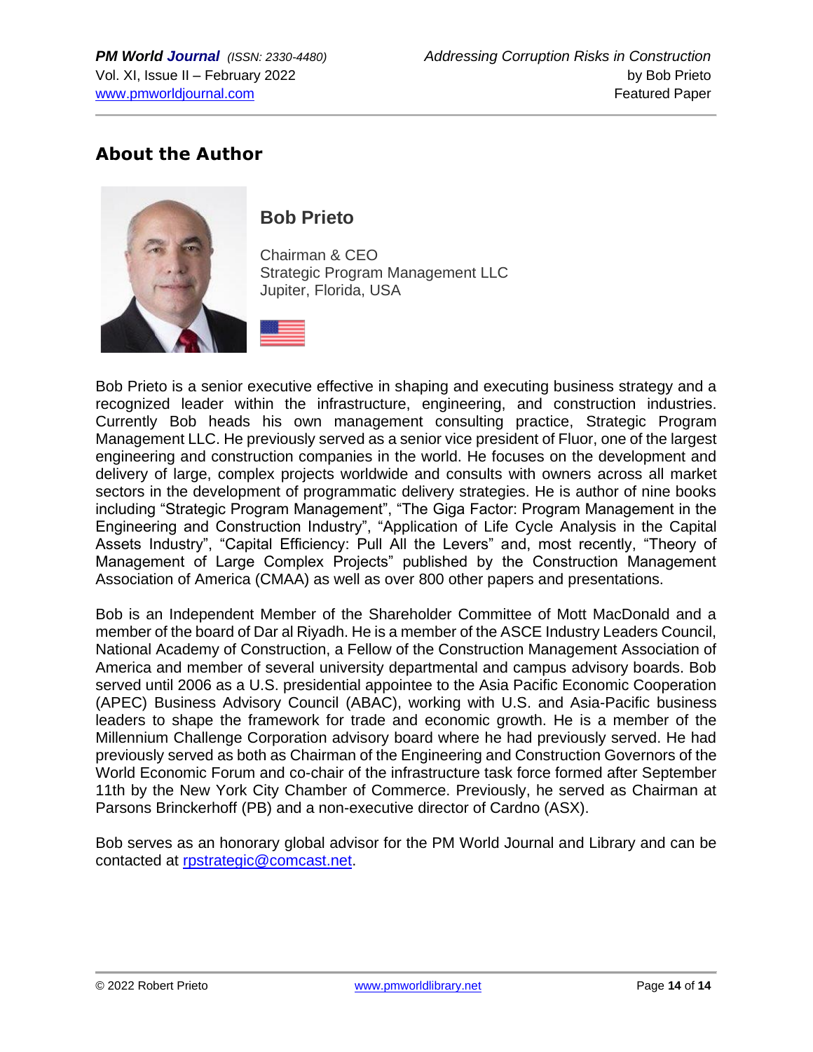## About the Author

### Bob Prieto

Chairman & CEO
Strategic Program Management LLC
Jupiter, Florida, USA

Bob Prieto is a senior executive effective in shaping and executing business strategy and a recognized leader within the infrastructure, engineering, and construction industries. Currently Bob heads his own management consulting practice, Strategic Program Management LLC. He previously served as a senior vice president of Fluor, one of the largest engineering and construction companies in the world. He focuses on the development and delivery of large, complex projects worldwide and consults with owners across all market sectors in the development of programmatic delivery strategies. He is author of nine books including "Strategic Program Management", "The Giga Factor: Program Management in the Engineering and Construction Industry", "Application of Life Cycle Analysis in the Capital Assets Industry", "Capital Efficiency: Pull All the Levers" and, most recently, "Theory of Management of Large Complex Projects" published by the Construction Management Association of America (CMAA) as well as over 800 other papers and presentations.

Bob is an Independent Member of the Shareholder Committee of Mott MacDonald and a member of the board of Dar al Riyadh. He is a member of the ASCE Industry Leaders Council, National Academy of Construction, a Fellow of the Construction Management Association of America and member of several university departmental and campus advisory boards. Bob served until 2006 as a U.S. presidential appointee to the Asia Pacific Economic Cooperation (APEC) Business Advisory Council (ABAC), working with U.S. and Asia-Pacific business leaders to shape the framework for trade and economic growth. He is a member of the Millennium Challenge Corporation advisory board where he had previously served. He had previously served as both as Chairman of the Engineering and Construction Governors of the World Economic Forum and co-chair of the infrastructure task force formed after September 11th by the New York City Chamber of Commerce. Previously, he served as Chairman at Parsons Brinckerhoff (PB) and a non-executive director of Cardno (ASX).

Bob serves as an honorary global advisor for the PM World Journal and Library and can be contacted at rpstrategic@comcast.net.